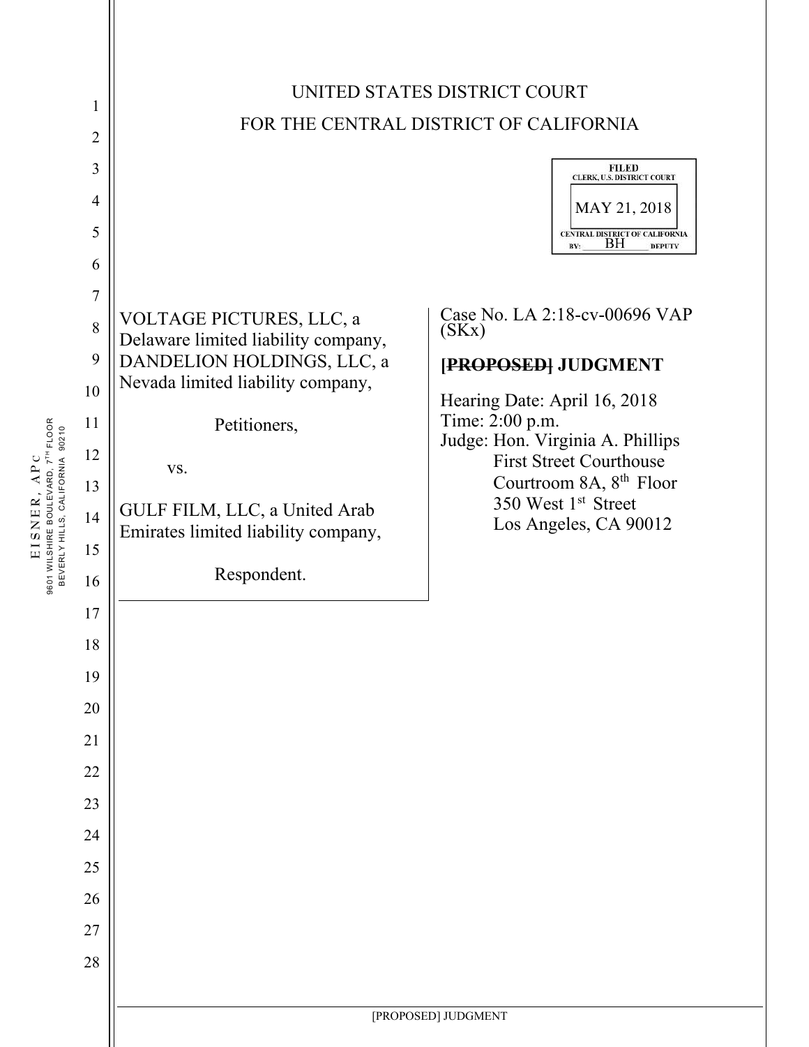UNITED STATES DISTRICT COURT

FOR THE CENTRAL DISTRICT OF CALIFORNIA

FILED
CLERK, U.S. DISTRICT COURT
MAY 21, 2018
CENTRAL DISTRICT OF CALIFORNIA
BY: BH DEPUTY

VOLTAGE PICTURES, LLC, a Delaware limited liability company, DANDELION HOLDINGS, LLC, a Nevada limited liability company,

Petitioners,

vs.

GULF FILM, LLC, a United Arab Emirates limited liability company,

Respondent.

Case No. LA 2:18-cv-00696 VAP (SKx)

**~~[PROPOSED]~~ JUDGMENT**

Hearing Date: April 16, 2018
Time: 2:00 p.m.
Judge: Hon. Virginia A. Phillips
First Street Courthouse
Courtroom 8A, 8th Floor
350 West 1st Street
Los Angeles, CA 90012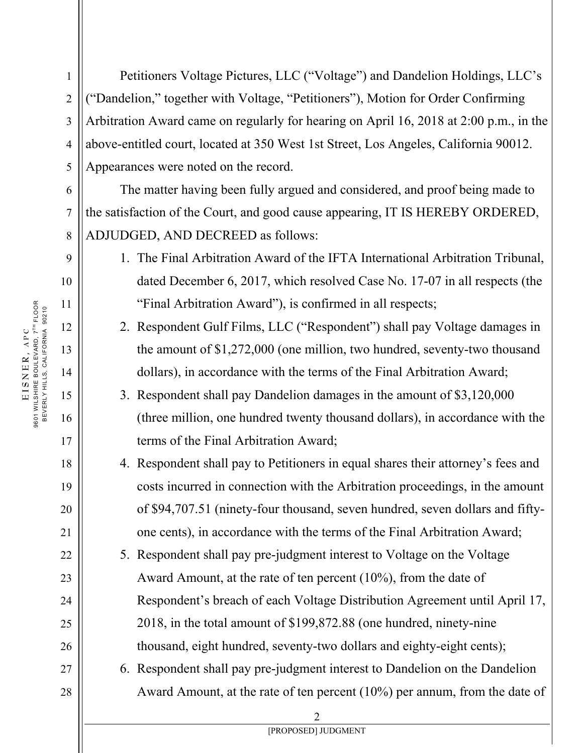Petitioners Voltage Pictures, LLC ("Voltage") and Dandelion Holdings, LLC's ("Dandelion," together with Voltage, "Petitioners"), Motion for Order Confirming Arbitration Award came on regularly for hearing on April 16, 2018 at 2:00 p.m., in the above-entitled court, located at 350 West 1st Street, Los Angeles, California 90012. Appearances were noted on the record.

The matter having been fully argued and considered, and proof being made to the satisfaction of the Court, and good cause appearing, IT IS HEREBY ORDERED, ADJUDGED, AND DECREED as follows:

1. The Final Arbitration Award of the IFTA International Arbitration Tribunal, dated December 6, 2017, which resolved Case No. 17-07 in all respects (the "Final Arbitration Award"), is confirmed in all respects;
2. Respondent Gulf Films, LLC ("Respondent") shall pay Voltage damages in the amount of $1,272,000 (one million, two hundred, seventy-two thousand dollars), in accordance with the terms of the Final Arbitration Award;
3. Respondent shall pay Dandelion damages in the amount of $3,120,000 (three million, one hundred twenty thousand dollars), in accordance with the terms of the Final Arbitration Award;
4. Respondent shall pay to Petitioners in equal shares their attorney's fees and costs incurred in connection with the Arbitration proceedings, in the amount of $94,707.51 (ninety-four thousand, seven hundred, seven dollars and fifty-one cents), in accordance with the terms of the Final Arbitration Award;
5. Respondent shall pay pre-judgment interest to Voltage on the Voltage Award Amount, at the rate of ten percent (10%), from the date of Respondent's breach of each Voltage Distribution Agreement until April 17, 2018, in the total amount of $199,872.88 (one hundred, ninety-nine thousand, eight hundred, seventy-two dollars and eighty-eight cents);
6. Respondent shall pay pre-judgment interest to Dandelion on the Dandelion Award Amount, at the rate of ten percent (10%) per annum, from the date of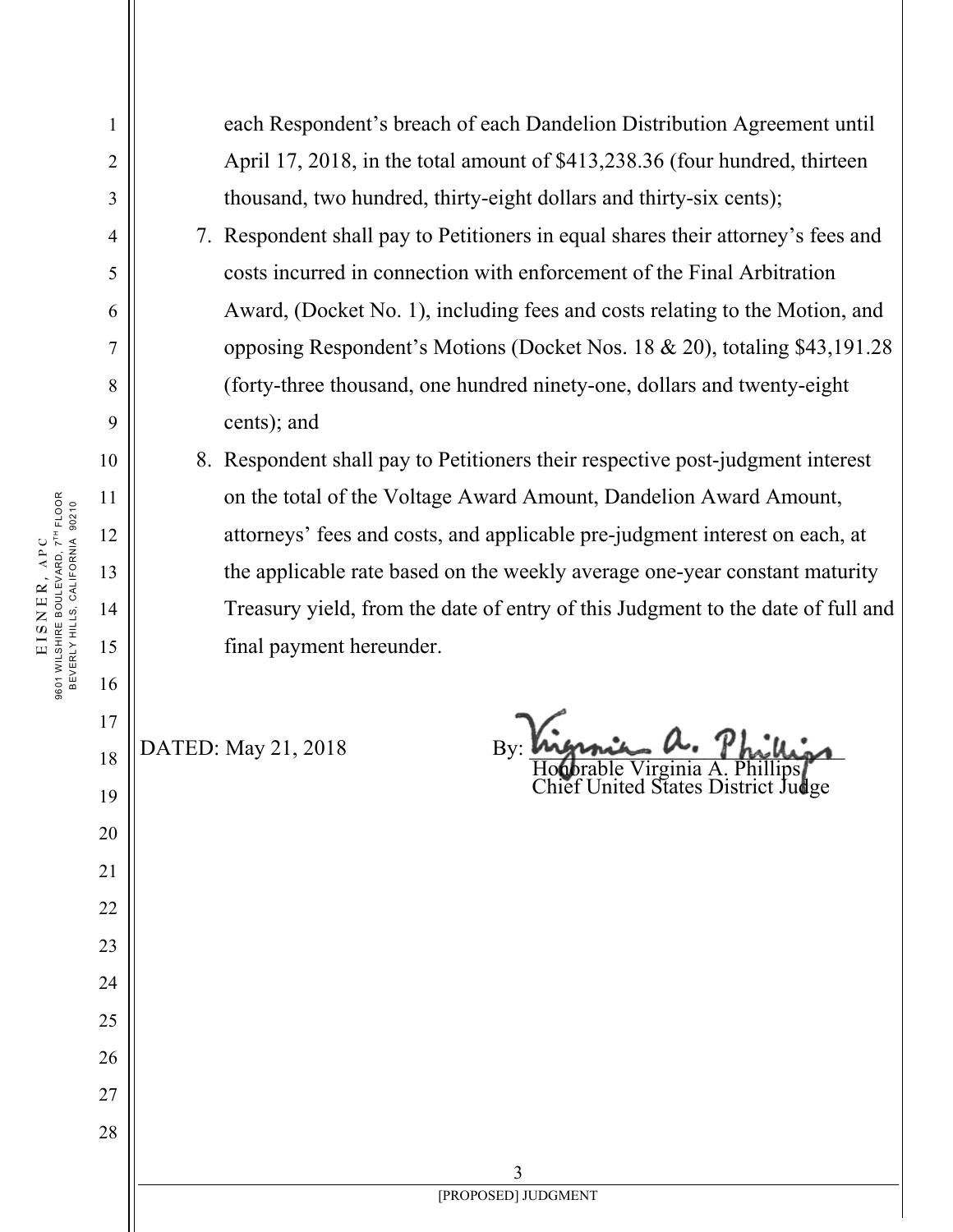each Respondent's breach of each Dandelion Distribution Agreement until April 17, 2018, in the total amount of $413,238.36 (four hundred, thirteen thousand, two hundred, thirty-eight dollars and thirty-six cents);

7. Respondent shall pay to Petitioners in equal shares their attorney's fees and costs incurred in connection with enforcement of the Final Arbitration Award, (Docket No. 1), including fees and costs relating to the Motion, and opposing Respondent's Motions (Docket Nos. 18 & 20), totaling $43,191.28 (forty-three thousand, one hundred ninety-one, dollars and twenty-eight cents); and

8. Respondent shall pay to Petitioners their respective post-judgment interest on the total of the Voltage Award Amount, Dandelion Award Amount, attorneys' fees and costs, and applicable pre-judgment interest on each, at the applicable rate based on the weekly average one-year constant maturity Treasury yield, from the date of entry of this Judgment to the date of full and final payment hereunder.

DATED: May 21, 2018

By: Virginia A. Phillips
Honorable Virginia A. Phillips
Chief United States District Judge